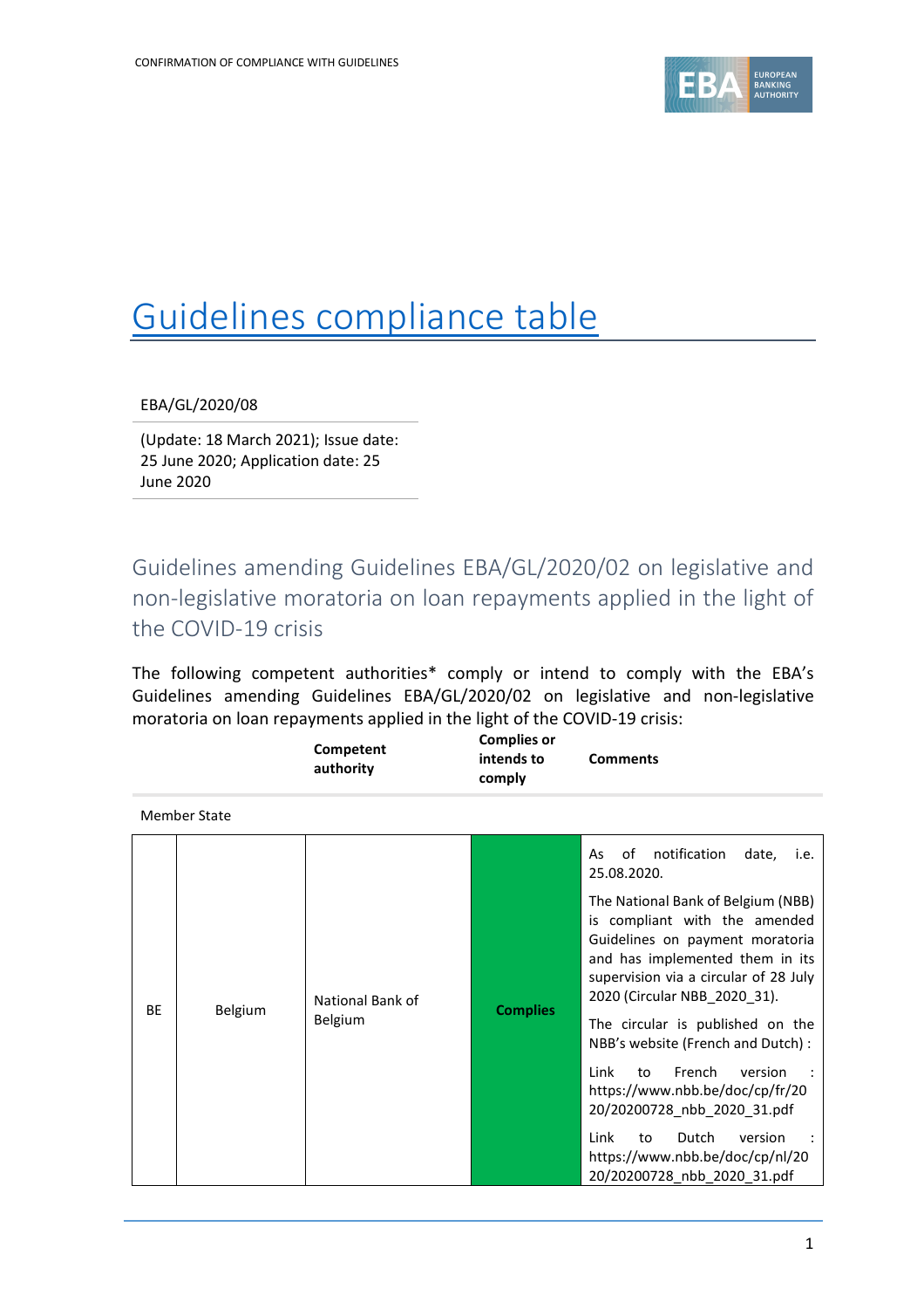# Guidelines compliance table

EBA/GL/2020/08

(Update: 18 March 2021); Issue date: 25 June 2020; Application date: 25 June 2020

## Guidelines amending Guidelines EBA/GL/2020/02 on legislative and non-legislative moratoria on loan repayments applied in the light of the COVID-19 crisis

The following competent authorities* comply or intend to comply with the EBA's Guidelines amending Guidelines EBA/GL/2020/02 on legislative and non-legislative moratoria on loan repayments applied in the light of the COVID-19 crisis:

| Member State | | Competent authority | Complies or intends to comply | Comments |
|---|---|---|---|---|
| BE | Belgium | National Bank of Belgium | **Complies** | As of notification date, i.e. 25.08.2020. The National Bank of Belgium (NBB) is compliant with the amended Guidelines on payment moratoria and has implemented them in its supervision via a circular of 28 July 2020 (Circular NBB_2020_31). The circular is published on the NBB's website (French and Dutch) : Link to French version : https://www.nbb.be/doc/cp/fr/2020/20200728_nbb_2020_31.pdf Link to Dutch version : https://www.nbb.be/doc/cp/nl/2020/20200728_nbb_2020_31.pdf |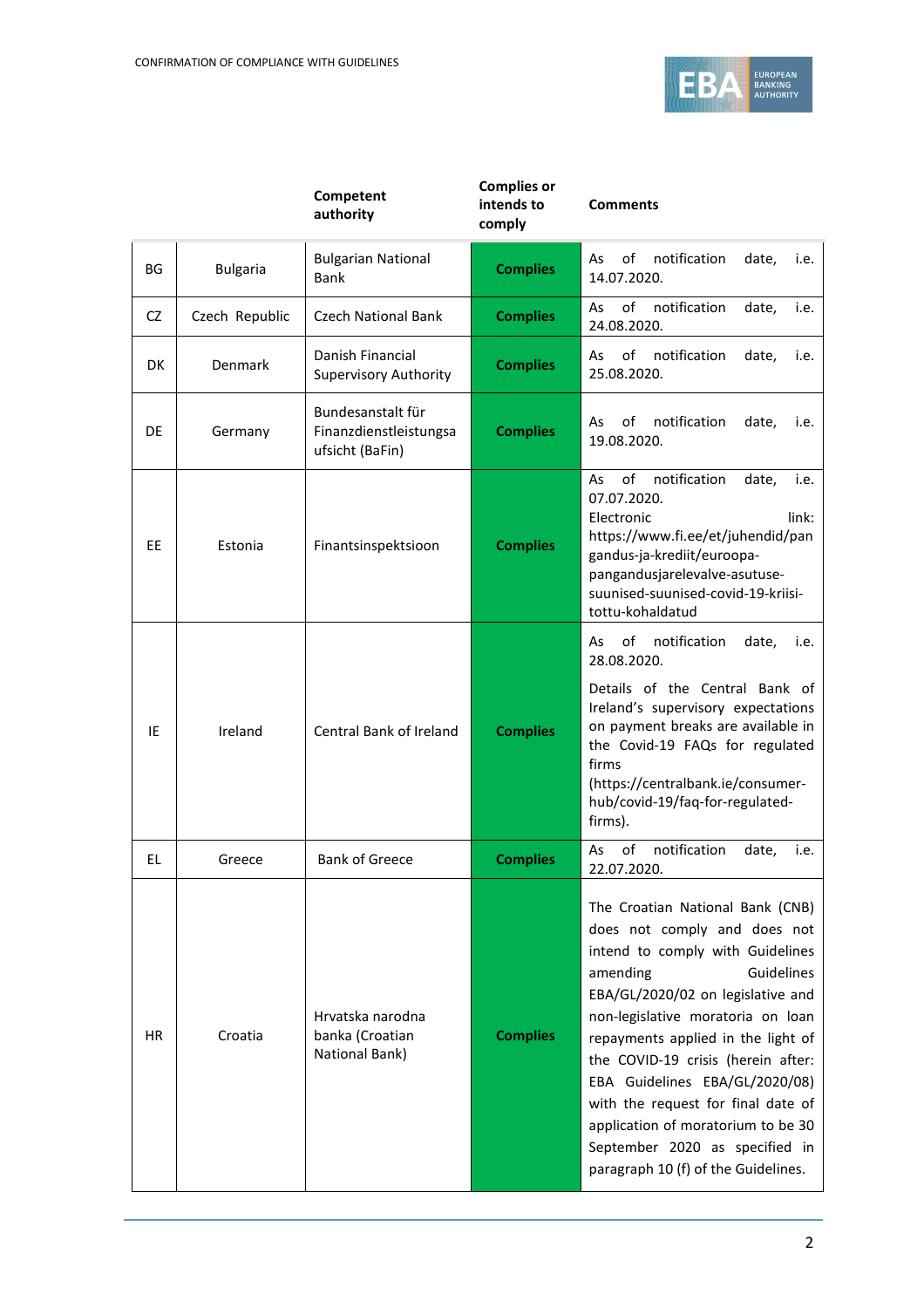| | | Competent authority | Complies or intends to comply | Comments |
|---|---|---|---|---|
| BG | Bulgaria | Bulgarian National Bank | **Complies** | As of notification date, i.e. 14.07.2020. |
| CZ | Czech Republic | Czech National Bank | **Complies** | As of notification date, i.e. 24.08.2020. |
| DK | Denmark | Danish Financial Supervisory Authority | **Complies** | As of notification date, i.e. 25.08.2020. |
| DE | Germany | Bundesanstalt für Finanzdienstleistungsa ufsicht (BaFin) | **Complies** | As of notification date, i.e. 19.08.2020. |
| EE | Estonia | Finantsinspektsioon | **Complies** | As of notification date, i.e. 07.07.2020. Electronic link: https://www.fi.ee/et/juhendid/pangandus-ja-krediit/euroopa-pangandusjarelevalve-asutuse-suunised-suunised-covid-19-kriisi-tottu-kohaldatud |
| IE | Ireland | Central Bank of Ireland | **Complies** | As of notification date, i.e. 28.08.2020. Details of the Central Bank of Ireland's supervisory expectations on payment breaks are available in the Covid-19 FAQs for regulated firms (https://centralbank.ie/consumer-hub/covid-19/faq-for-regulated-firms). |
| EL | Greece | Bank of Greece | **Complies** | As of notification date, i.e. 22.07.2020. |
| HR | Croatia | Hrvatska narodna banka (Croatian National Bank) | **Complies** | The Croatian National Bank (CNB) does not comply and does not intend to comply with Guidelines amending Guidelines EBA/GL/2020/02 on legislative and non-legislative moratoria on loan repayments applied in the light of the COVID-19 crisis (herein after: EBA Guidelines EBA/GL/2020/08) with the request for final date of application of moratorium to be 30 September 2020 as specified in paragraph 10 (f) of the Guidelines. |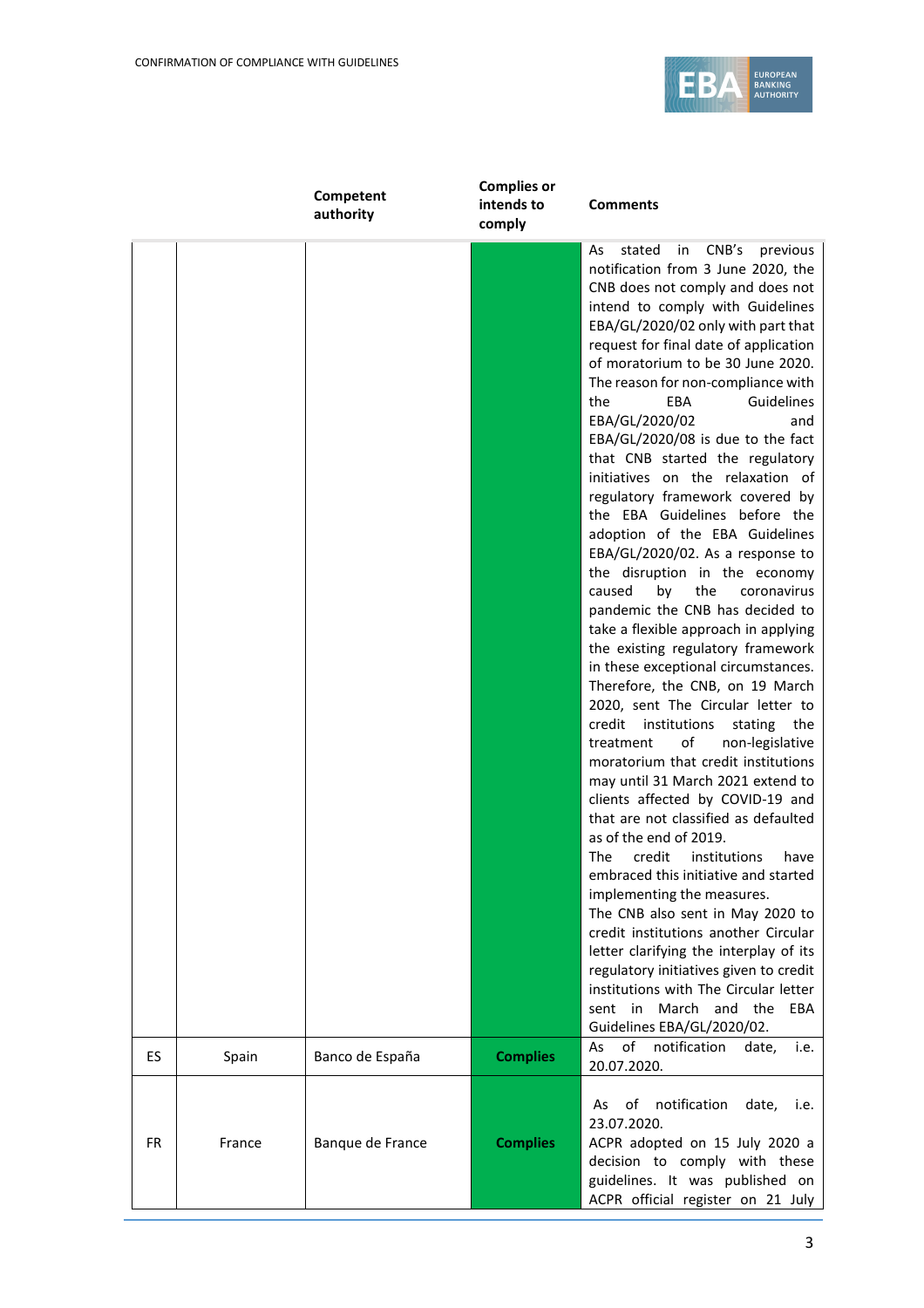| | | Competent authority | Complies or intends to comply | Comments |
|---|---|---|---|---|
| | | | | As stated in CNB's previous notification from 3 June 2020, the CNB does not comply and does not intend to comply with Guidelines EBA/GL/2020/02 only with part that request for final date of application of moratorium to be 30 June 2020. The reason for non-compliance with the EBA Guidelines EBA/GL/2020/02 and EBA/GL/2020/08 is due to the fact that CNB started the regulatory initiatives on the relaxation of regulatory framework covered by the EBA Guidelines before the adoption of the EBA Guidelines EBA/GL/2020/02. As a response to the disruption in the economy caused by the coronavirus pandemic the CNB has decided to take a flexible approach in applying the existing regulatory framework in these exceptional circumstances. Therefore, the CNB, on 19 March 2020, sent The Circular letter to credit institutions stating the treatment of non-legislative moratorium that credit institutions may until 31 March 2021 extend to clients affected by COVID-19 and that are not classified as defaulted as of the end of 2019.<br>The credit institutions have embraced this initiative and started implementing the measures.<br>The CNB also sent in May 2020 to credit institutions another Circular letter clarifying the interplay of its regulatory initiatives given to credit institutions with The Circular letter sent in March and the EBA Guidelines EBA/GL/2020/02. |
| ES | Spain | Banco de España | **Complies** | As of notification date, i.e. 20.07.2020. |
| FR | France | Banque de France | **Complies** | As of notification date, i.e. 23.07.2020.<br>ACPR adopted on 15 July 2020 a decision to comply with these guidelines. It was published on ACPR official register on 21 July |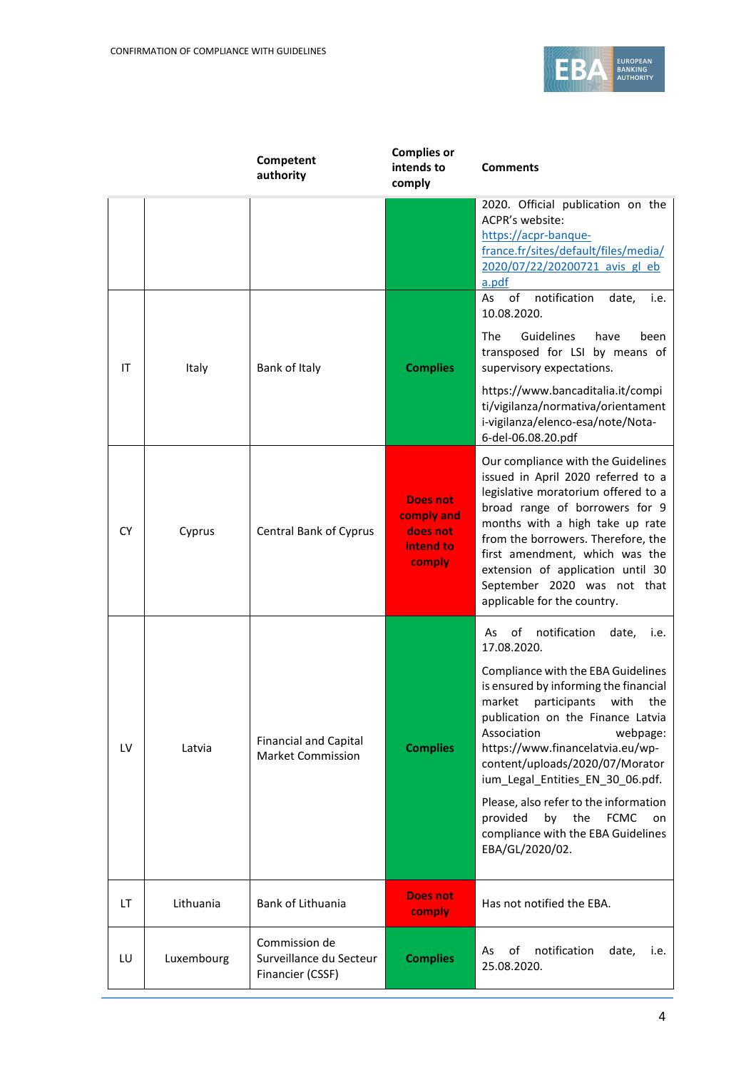| | | Competent authority | Complies or intends to comply | Comments |
|---|---|---|---|---|
| | | | | 2020. Official publication on the ACPR's website: https://acpr-banque-france.fr/sites/default/files/media/2020/07/22/20200721_avis_gl_eba.pdf |
| IT | Italy | Bank of Italy | **Complies** | As of notification date, i.e. 10.08.2020. The Guidelines have been transposed for LSI by means of supervisory expectations. https://www.bancaditalia.it/compiti/vigilanza/normativa/orientamenti-vigilanza/elenco-esa/note/Nota-6-del-06.08.20.pdf |
| CY | Cyprus | Central Bank of Cyprus | **Does not comply and does not intend to comply** | Our compliance with the Guidelines issued in April 2020 referred to a legislative moratorium offered to a broad range of borrowers for 9 months with a high take up rate from the borrowers. Therefore, the first amendment, which was the extension of application until 30 September 2020 was not that applicable for the country. |
| LV | Latvia | Financial and Capital Market Commission | **Complies** | As of notification date, i.e. 17.08.2020. Compliance with the EBA Guidelines is ensured by informing the financial market participants with the publication on the Finance Latvia Association webpage: https://www.financelatvia.eu/wp-content/uploads/2020/07/Moratorium_Legal_Entities_EN_30_06.pdf. Please, also refer to the information provided by the FCMC on compliance with the EBA Guidelines EBA/GL/2020/02. |
| LT | Lithuania | Bank of Lithuania | **Does not comply** | Has not notified the EBA. |
| LU | Luxembourg | Commission de Surveillance du Secteur Financier (CSSF) | **Complies** | As of notification date, i.e. 25.08.2020. |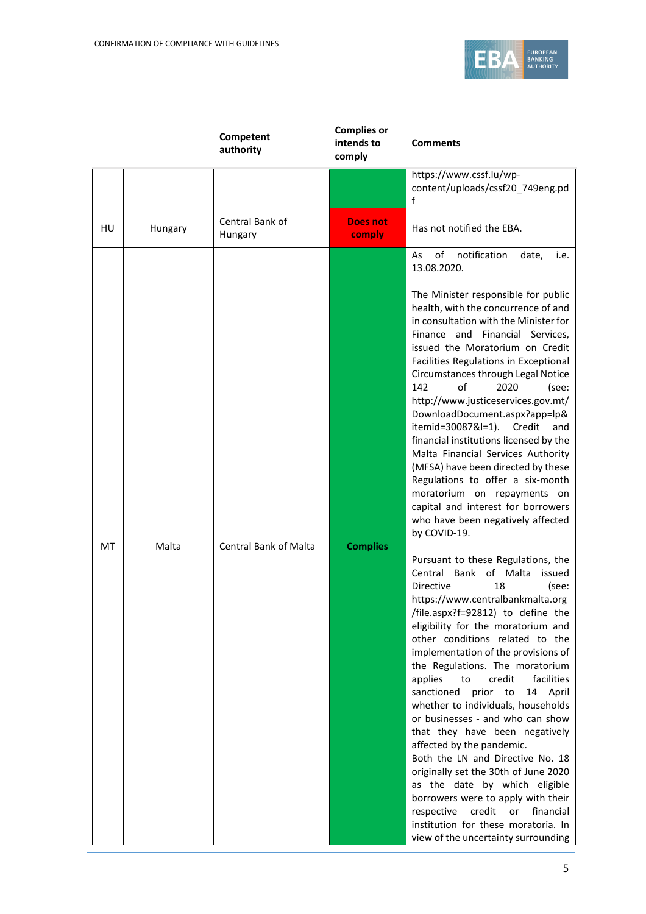| | | Competent authority | Complies or intends to comply | Comments |
|---|---|---|---|---|
| | | | | https://www.cssf.lu/wp-content/uploads/cssf20_749eng.pdf |
| HU | Hungary | Central Bank of Hungary | **Does not comply** | Has not notified the EBA. |
| MT | Malta | Central Bank of Malta | **Complies** | As of notification date, i.e. 13.08.2020.<br><br>The Minister responsible for public health, with the concurrence of and in consultation with the Minister for Finance and Financial Services, issued the Moratorium on Credit Facilities Regulations in Exceptional Circumstances through Legal Notice 142 of 2020 (see: http://www.justiceservices.gov.mt/DownloadDocument.aspx?app=lp&itemid=30087&l=1). Credit and financial institutions licensed by the Malta Financial Services Authority (MFSA) have been directed by these Regulations to offer a six-month moratorium on repayments on capital and interest for borrowers who have been negatively affected by COVID-19.<br><br>Pursuant to these Regulations, the Central Bank of Malta issued Directive 18 (see: https://www.centralbankmalta.org/file.aspx?f=92812) to define the eligibility for the moratorium and other conditions related to the implementation of the provisions of the Regulations. The moratorium applies to credit facilities sanctioned prior to 14 April whether to individuals, households or businesses - and who can show that they have been negatively affected by the pandemic.<br>Both the LN and Directive No. 18 originally set the 30th of June 2020 as the date by which eligible borrowers were to apply with their respective credit or financial institution for these moratoria. In view of the uncertainty surrounding |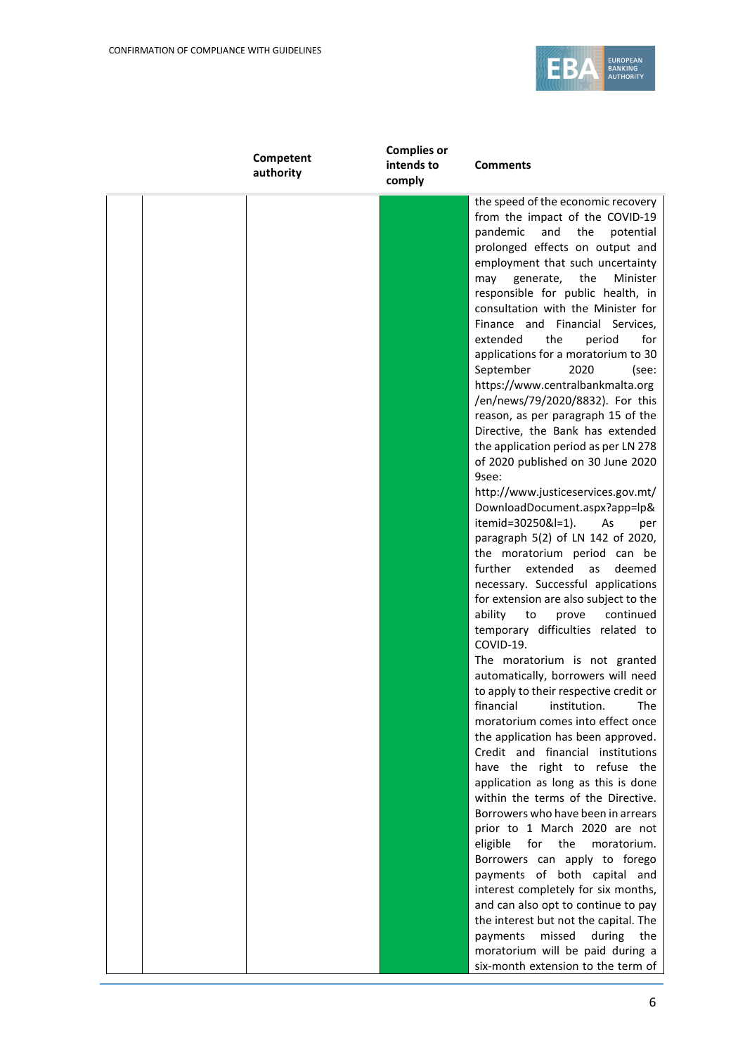| | | Competent authority | Complies or intends to comply | Comments |
|---|---|---|---|---|
| | | | | the speed of the economic recovery from the impact of the COVID-19 pandemic and the potential prolonged effects on output and employment that such uncertainty may generate, the Minister responsible for public health, in consultation with the Minister for Finance and Financial Services, extended the period for applications for a moratorium to 30 September 2020 (see: https://www.centralbankmalta.org/en/news/79/2020/8832). For this reason, as per paragraph 15 of the Directive, the Bank has extended the application period as per LN 278 of 2020 published on 30 June 2020 9see: http://www.justiceservices.gov.mt/DownloadDocument.aspx?app=lp&itemid=30250&l=1). As per paragraph 5(2) of LN 142 of 2020, the moratorium period can be further extended as deemed necessary. Successful applications for extension are also subject to the ability to prove continued temporary difficulties related to COVID-19. The moratorium is not granted automatically, borrowers will need to apply to their respective credit or financial institution. The moratorium comes into effect once the application has been approved. Credit and financial institutions have the right to refuse the application as long as this is done within the terms of the Directive. Borrowers who have been in arrears prior to 1 March 2020 are not eligible for the moratorium. Borrowers can apply to forego payments of both capital and interest completely for six months, and can also opt to continue to pay the interest but not the capital. The payments missed during the moratorium will be paid during a six-month extension to the term of |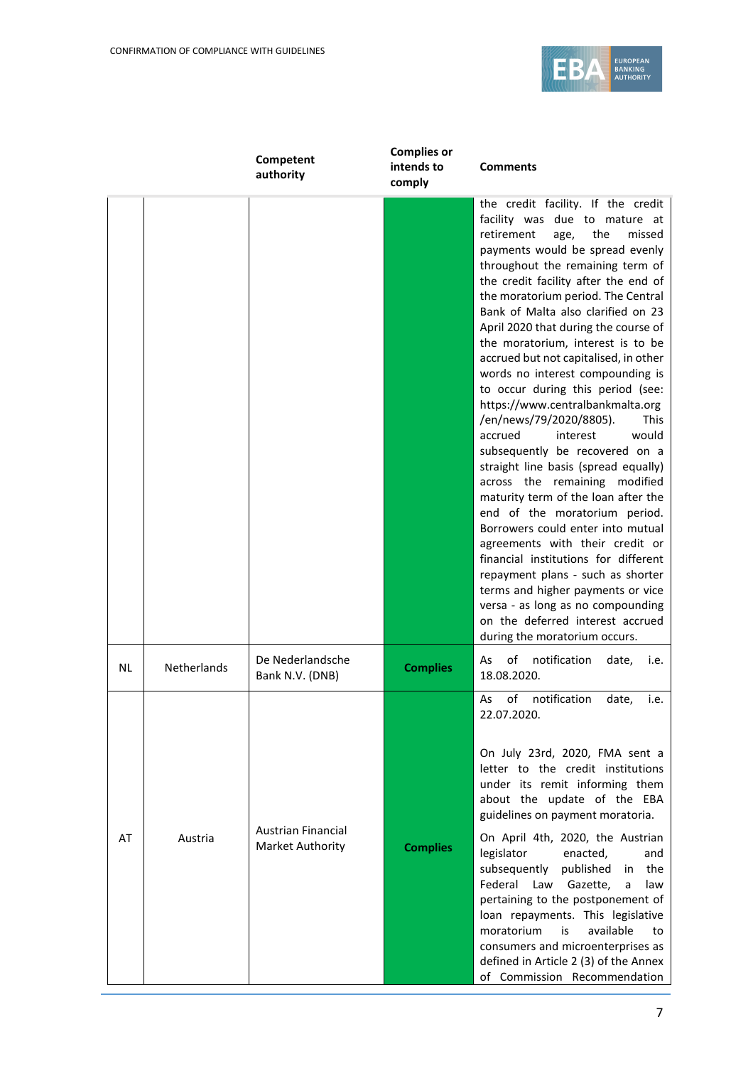| | | Competent authority | Complies or intends to comply | Comments |
|---|---|---|---|---|
| | | | | the credit facility. If the credit facility was due to mature at retirement age, the missed payments would be spread evenly throughout the remaining term of the credit facility after the end of the moratorium period. The Central Bank of Malta also clarified on 23 April 2020 that during the course of the moratorium, interest is to be accrued but not capitalised, in other words no interest compounding is to occur during this period (see: https://www.centralbankmalta.org/en/news/79/2020/8805). This accrued interest would subsequently be recovered on a straight line basis (spread equally) across the remaining modified maturity term of the loan after the end of the moratorium period. Borrowers could enter into mutual agreements with their credit or financial institutions for different repayment plans - such as shorter terms and higher payments or vice versa - as long as no compounding on the deferred interest accrued during the moratorium occurs. |
| NL | Netherlands | De Nederlandsche Bank N.V. (DNB) | **Complies** | As of notification date, i.e. 18.08.2020. |
| AT | Austria | Austrian Financial Market Authority | **Complies** | As of notification date, i.e. 22.07.2020.<br><br>On July 23rd, 2020, FMA sent a letter to the credit institutions under its remit informing them about the update of the EBA guidelines on payment moratoria.<br><br>On April 4th, 2020, the Austrian legislator enacted, and subsequently published in the Federal Law Gazette, a law pertaining to the postponement of loan repayments. This legislative moratorium is available to consumers and microenterprises as defined in Article 2 (3) of the Annex of Commission Recommendation |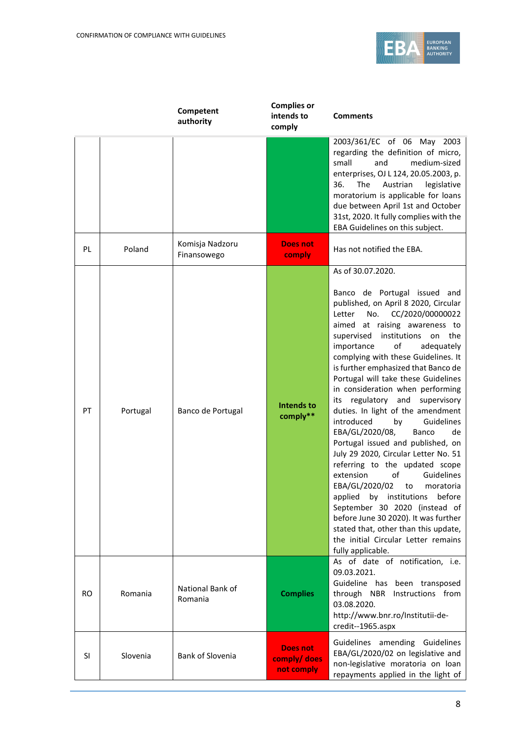| | | Competent authority | Complies or intends to comply | Comments |
|---|---|---|---|---|
| | | | | 2003/361/EC of 06 May 2003 regarding the definition of micro, small and medium-sized enterprises, OJ L 124, 20.05.2003, p. 36. The Austrian legislative moratorium is applicable for loans due between April 1st and October 31st, 2020. It fully complies with the EBA Guidelines on this subject. |
| PL | Poland | Komisja Nadzoru Finansowego | Does not comply | Has not notified the EBA. |
| PT | Portugal | Banco de Portugal | Intends to comply** | As of 30.07.2020.<br><br>Banco de Portugal issued and published, on April 8 2020, Circular Letter No. CC/2020/00000022 aimed at raising awareness to supervised institutions on the importance of adequately complying with these Guidelines. It is further emphasized that Banco de Portugal will take these Guidelines in consideration when performing its regulatory and supervisory duties. In light of the amendment introduced by Guidelines EBA/GL/2020/08, Banco de Portugal issued and published, on July 29 2020, Circular Letter No. 51 referring to the updated scope extension of Guidelines EBA/GL/2020/02 to moratoria applied by institutions before September 30 2020 (instead of before June 30 2020). It was further stated that, other than this update, the initial Circular Letter remains fully applicable. |
| RO | Romania | National Bank of Romania | Complies | As of date of notification, i.e. 09.03.2021.<br>Guideline has been transposed through NBR Instructions from 03.08.2020.<br>http://www.bnr.ro/Institutii-de-credit--1965.aspx |
| SI | Slovenia | Bank of Slovenia | Does not comply/ does not comply | Guidelines amending Guidelines EBA/GL/2020/02 on legislative and non-legislative moratoria on loan repayments applied in the light of |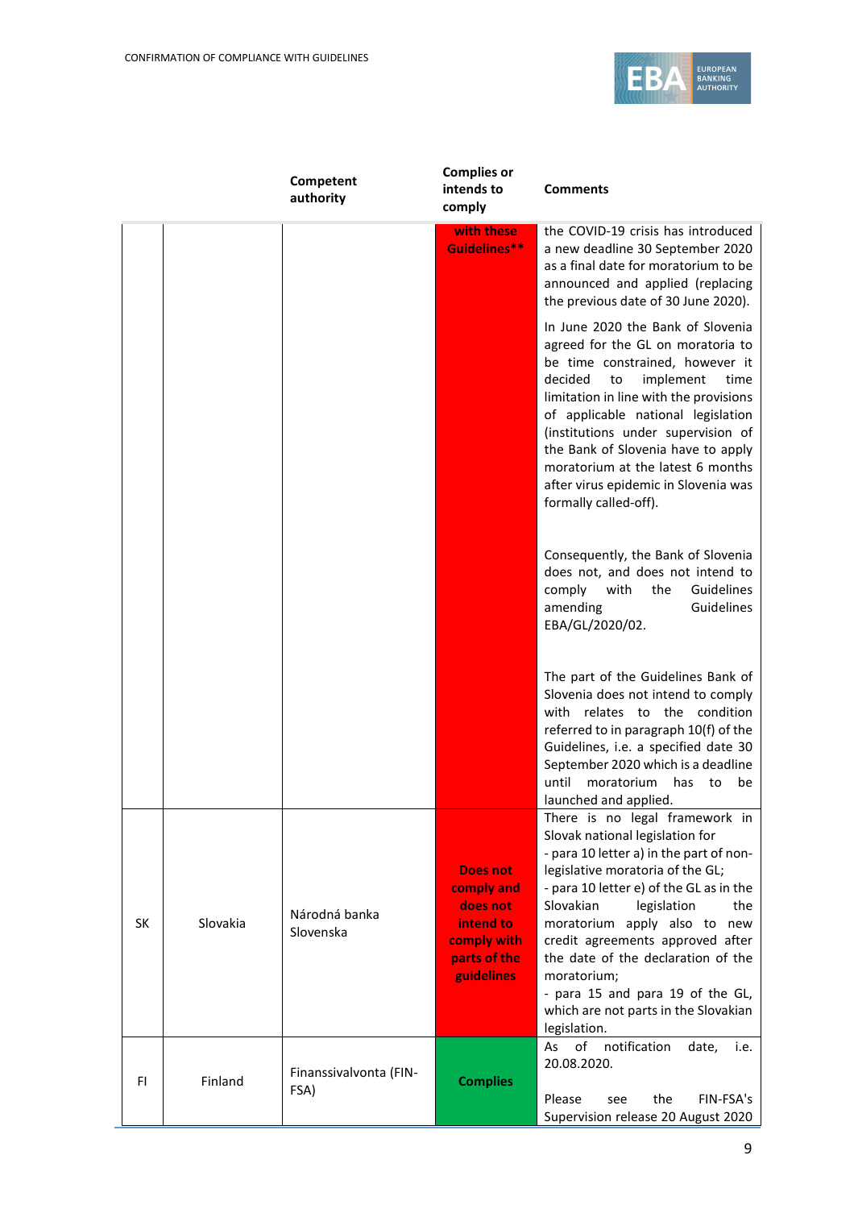| | | Competent authority | Complies or intends to comply | Comments |
|---|---|---|---|---|
| | | | **with these Guidelines\*\*** | the COVID-19 crisis has introduced a new deadline 30 September 2020 as a final date for moratorium to be announced and applied (replacing the previous date of 30 June 2020).<br><br>In June 2020 the Bank of Slovenia agreed for the GL on moratoria to be time constrained, however it decided to implement time limitation in line with the provisions of applicable national legislation (institutions under supervision of the Bank of Slovenia have to apply moratorium at the latest 6 months after virus epidemic in Slovenia was formally called-off).<br><br>Consequently, the Bank of Slovenia does not, and does not intend to comply with the Guidelines amending Guidelines EBA/GL/2020/02.<br><br>The part of the Guidelines Bank of Slovenia does not intend to comply with relates to the condition referred to in paragraph 10(f) of the Guidelines, i.e. a specified date 30 September 2020 which is a deadline until moratorium has to be launched and applied. |
| SK | Slovakia | Národná banka Slovenska | **Does not comply and does not intend to comply with parts of the guidelines** | There is no legal framework in Slovak national legislation for<br>- para 10 letter a) in the part of non-legislative moratoria of the GL;<br>- para 10 letter e) of the GL as in the Slovakian legislation the moratorium apply also to new credit agreements approved after the date of the declaration of the moratorium;<br>- para 15 and para 19 of the GL, which are not parts in the Slovakian legislation. |
| FI | Finland | Finanssivalvonta (FIN-FSA) | **Complies** | As of notification date, i.e. 20.08.2020.<br><br>Please see the FIN-FSA's Supervision release 20 August 2020 |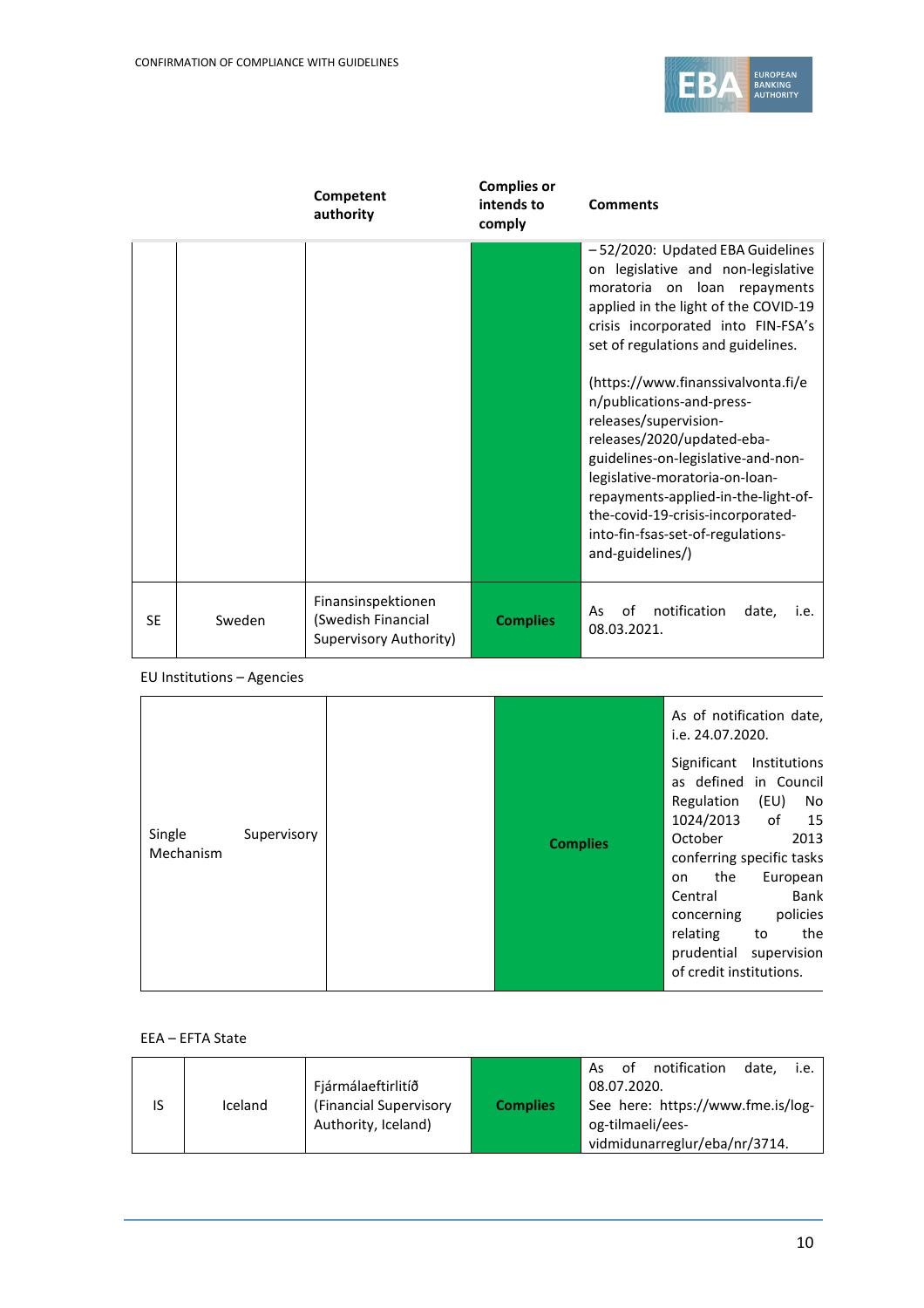| | | Competent authority | Complies or intends to comply | Comments |
|---|---|---|---|---|
| | | | | – 52/2020: Updated EBA Guidelines on legislative and non-legislative moratoria on loan repayments applied in the light of the COVID-19 crisis incorporated into FIN-FSA's set of regulations and guidelines.<br><br>(https://www.finanssivalvonta.fi/en/publications-and-press-releases/supervision-releases/2020/updated-eba-guidelines-on-legislative-and-non-legislative-moratoria-on-loan-repayments-applied-in-the-light-of-the-covid-19-crisis-incorporated-into-fin-fsas-set-of-regulations-and-guidelines/) |
| SE | Sweden | Finansinspektionen (Swedish Financial Supervisory Authority) | **Complies** | As of notification date, i.e. 08.03.2021. |

EU Institutions – Agencies

| | | | |
|---|---|---|---|
| Single Supervisory Mechanism | | **Complies** | As of notification date, i.e. 24.07.2020.<br><br>Significant Institutions as defined in Council Regulation (EU) No 1024/2013 of 15 October 2013 conferring specific tasks on the European Central Bank concerning policies relating to the prudential supervision of credit institutions. |

EEA – EFTA State

| | | | | |
|---|---|---|---|---|
| IS | Iceland | Fjármálaeftirlitið (Financial Supervisory Authority, Iceland) | **Complies** | As of notification date, i.e. 08.07.2020.<br>See here: https://www.fme.is/log-og-tilmaeli/ees-vidmidunarreglur/eba/nr/3714. |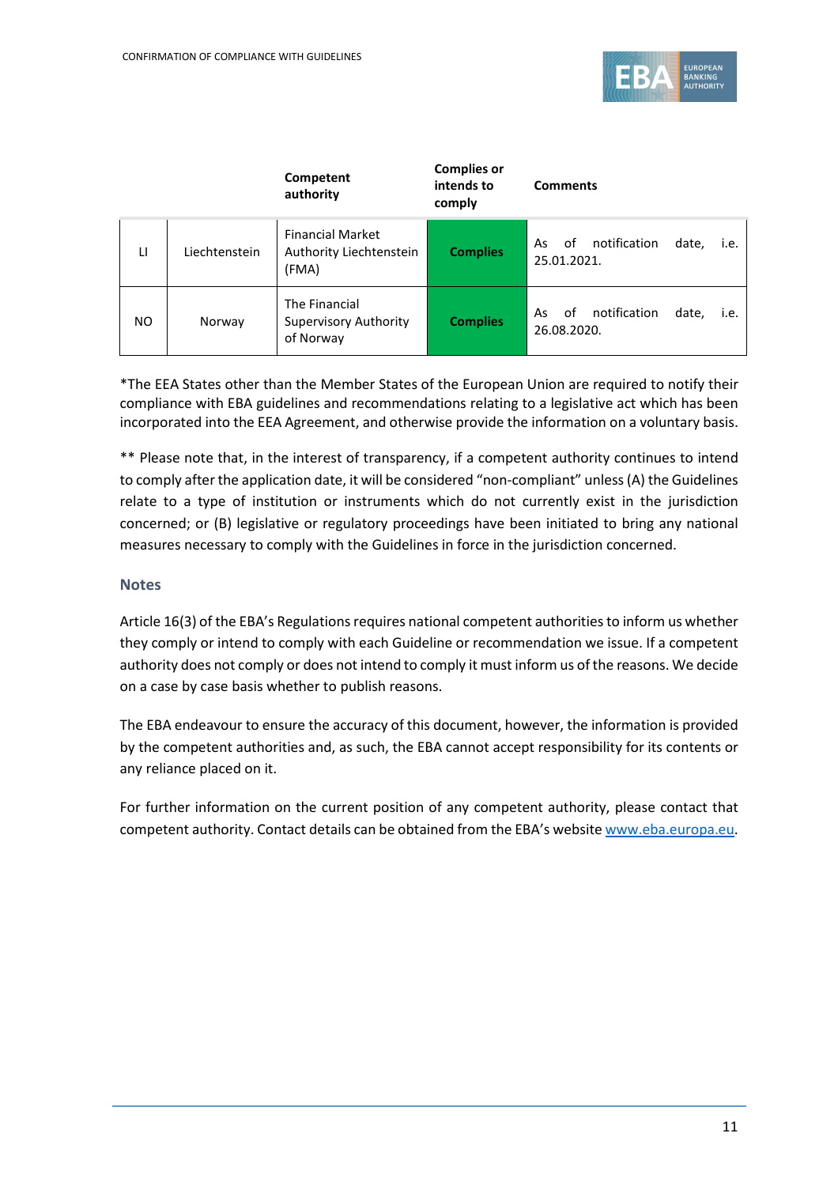| | | Competent authority | Complies or intends to comply | Comments |
|---|---|---|---|---|
| LI | Liechtenstein | Financial Market Authority Liechtenstein (FMA) | **Complies** | As of notification date, i.e. 25.01.2021. |
| NO | Norway | The Financial Supervisory Authority of Norway | **Complies** | As of notification date, i.e. 26.08.2020. |

*The EEA States other than the Member States of the European Union are required to notify their compliance with EBA guidelines and recommendations relating to a legislative act which has been incorporated into the EEA Agreement, and otherwise provide the information on a voluntary basis.

** Please note that, in the interest of transparency, if a competent authority continues to intend to comply after the application date, it will be considered "non-compliant" unless (A) the Guidelines relate to a type of institution or instruments which do not currently exist in the jurisdiction concerned; or (B) legislative or regulatory proceedings have been initiated to bring any national measures necessary to comply with the Guidelines in force in the jurisdiction concerned.

### Notes

Article 16(3) of the EBA's Regulations requires national competent authorities to inform us whether they comply or intend to comply with each Guideline or recommendation we issue. If a competent authority does not comply or does not intend to comply it must inform us of the reasons. We decide on a case by case basis whether to publish reasons.

The EBA endeavour to ensure the accuracy of this document, however, the information is provided by the competent authorities and, as such, the EBA cannot accept responsibility for its contents or any reliance placed on it.

For further information on the current position of any competent authority, please contact that competent authority. Contact details can be obtained from the EBA's website [www.eba.europa.eu](http://www.eba.europa.eu).